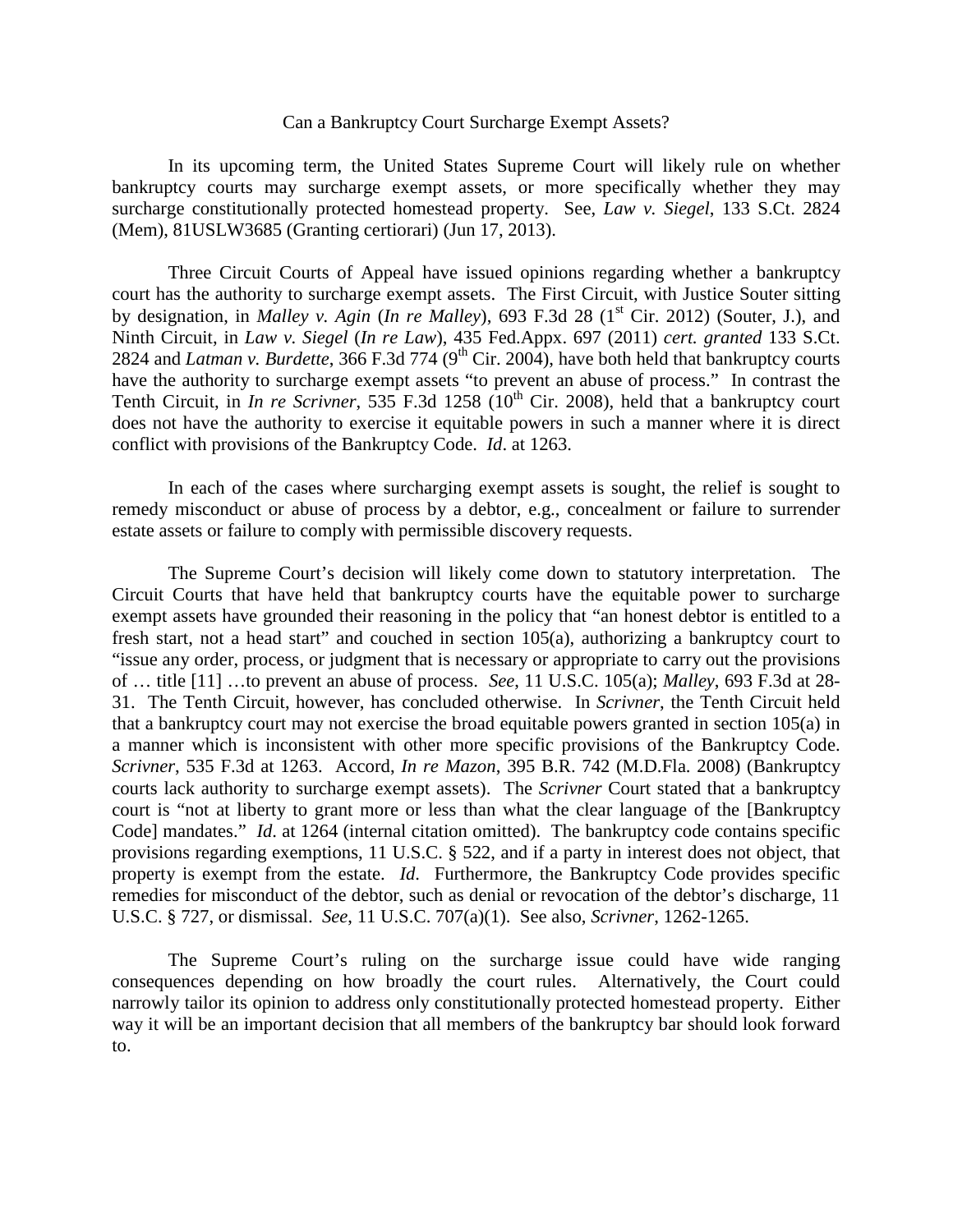# Can a Bankruptcy Court Surcharge Exempt Assets?

In its upcoming term, the United States Supreme Court will likely rule on whether bankruptcy courts may surcharge exempt assets, or more specifically whether they may surcharge constitutionally protected homestead property. See, *Law v. Siegel*, 133 S.Ct. 2824 (Mem), 81USLW3685 (Granting certiorari) (Jun 17, 2013).

Three Circuit Courts of Appeal have issued opinions regarding whether a bankruptcy court has the authority to surcharge exempt assets. The First Circuit, with Justice Souter sitting by designation, in *Malley v. Agin* (*In re Malley*), 693 F.3d 28 (1st Cir. 2012) (Souter, J.), and Ninth Circuit, in *Law v. Siegel* (*In re Law*), 435 Fed.Appx. 697 (2011) *cert. granted* 133 S.Ct. 2824 and *Latman v. Burdette*, 366 F.3d 774 (9th Cir. 2004), have both held that bankruptcy courts have the authority to surcharge exempt assets "to prevent an abuse of process." In contrast the Tenth Circuit, in *In re Scrivner*, 535 F.3d 1258 (10th Cir. 2008), held that a bankruptcy court does not have the authority to exercise it equitable powers in such a manner where it is direct conflict with provisions of the Bankruptcy Code. *Id*. at 1263.

In each of the cases where surcharging exempt assets is sought, the relief is sought to remedy misconduct or abuse of process by a debtor, e.g., concealment or failure to surrender estate assets or failure to comply with permissible discovery requests.

The Supreme Court's decision will likely come down to statutory interpretation. The Circuit Courts that have held that bankruptcy courts have the equitable power to surcharge exempt assets have grounded their reasoning in the policy that "an honest debtor is entitled to a fresh start, not a head start" and couched in section 105(a), authorizing a bankruptcy court to "issue any order, process, or judgment that is necessary or appropriate to carry out the provisions of … title [11] …to prevent an abuse of process. *See*, 11 U.S.C. 105(a); *Malley*, 693 F.3d at 28-31. The Tenth Circuit, however, has concluded otherwise. In *Scrivner*, the Tenth Circuit held that a bankruptcy court may not exercise the broad equitable powers granted in section 105(a) in a manner which is inconsistent with other more specific provisions of the Bankruptcy Code. *Scrivner*, 535 F.3d at 1263. Accord, *In re Mazon*, 395 B.R. 742 (M.D.Fla. 2008) (Bankruptcy courts lack authority to surcharge exempt assets). The *Scrivner* Court stated that a bankruptcy court is "not at liberty to grant more or less than what the clear language of the [Bankruptcy Code] mandates." *Id*. at 1264 (internal citation omitted). The bankruptcy code contains specific provisions regarding exemptions, 11 U.S.C. § 522, and if a party in interest does not object, that property is exempt from the estate. *Id*. Furthermore, the Bankruptcy Code provides specific remedies for misconduct of the debtor, such as denial or revocation of the debtor's discharge, 11 U.S.C. § 727, or dismissal. *See*, 11 U.S.C. 707(a)(1). See also, *Scrivner*, 1262-1265.

The Supreme Court's ruling on the surcharge issue could have wide ranging consequences depending on how broadly the court rules. Alternatively, the Court could narrowly tailor its opinion to address only constitutionally protected homestead property. Either way it will be an important decision that all members of the bankruptcy bar should look forward to.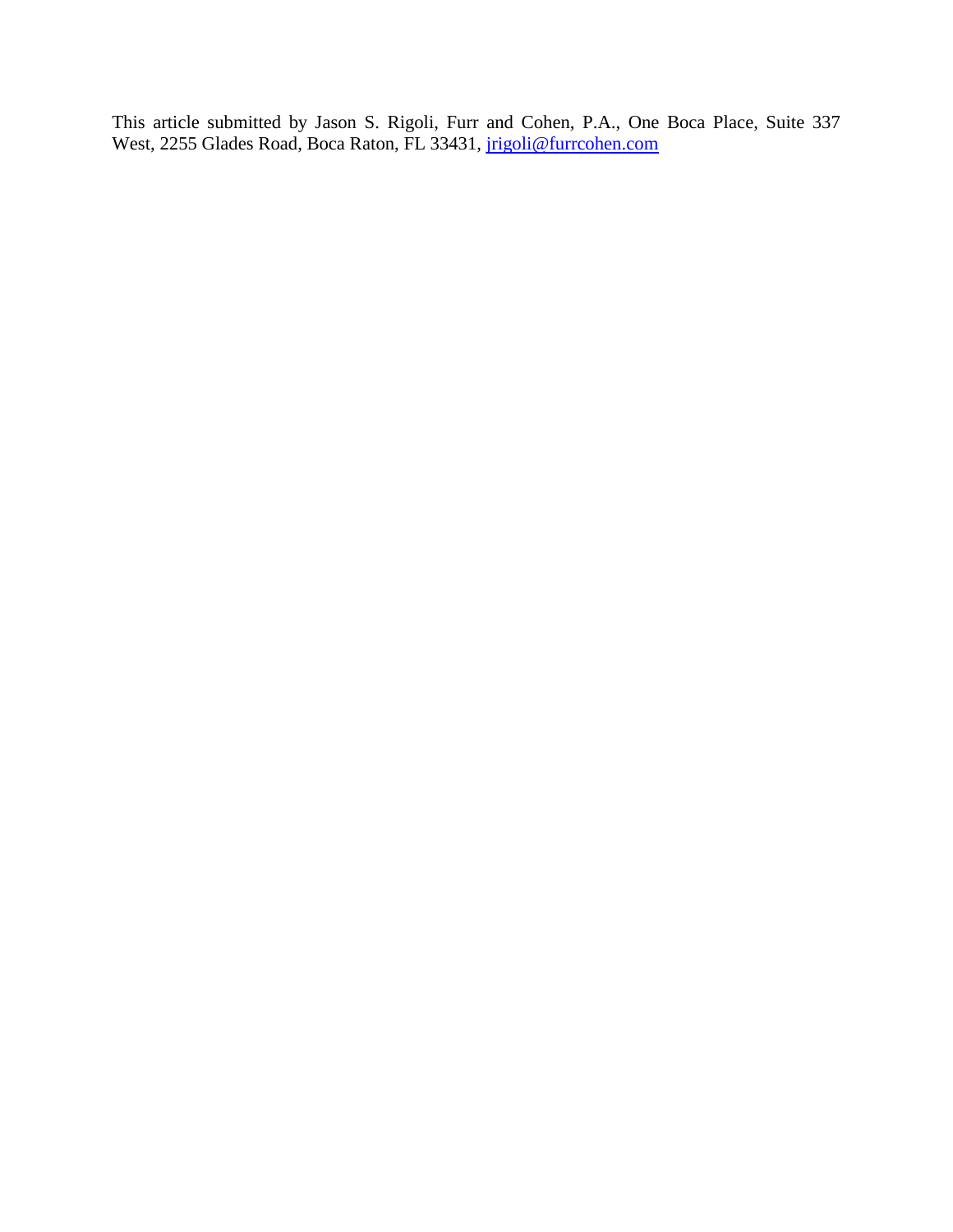This article submitted by Jason S. Rigoli, Furr and Cohen, P.A., One Boca Place, Suite 337 West, 2255 Glades Road, Boca Raton, FL 33431, [jrigoli@furrcohen.com](mailto:jrigoli@furrcohen.com)